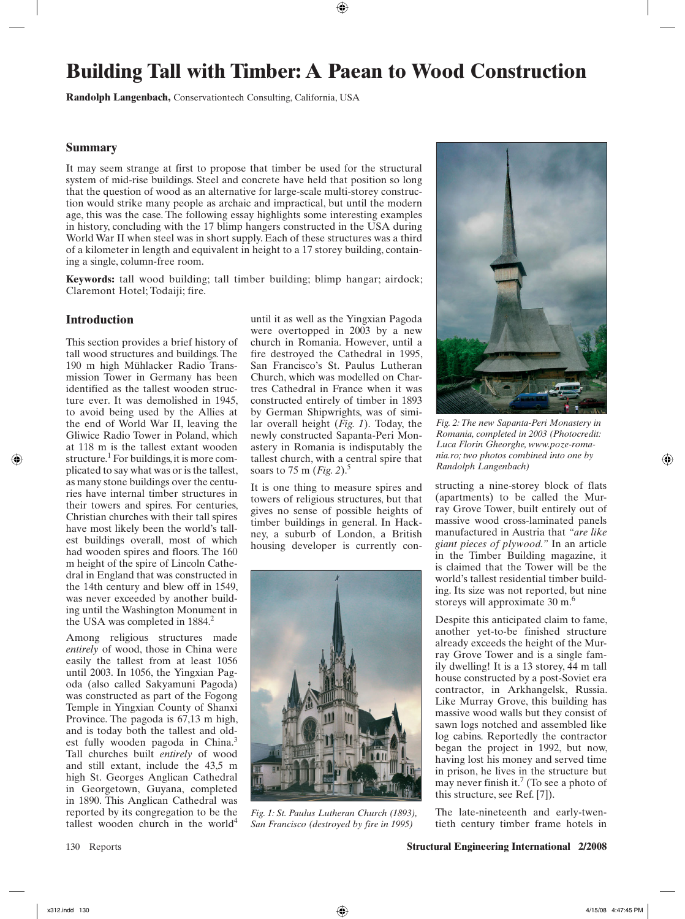# Building Tall with Timber: A Paean to Wood Construction

**Randolph Langenbach,** Conservationtech Consulting, California, USA

## Summary

It may seem strange at first to propose that timber be used for the structural system of mid-rise buildings. Steel and concrete have held that position so long that the question of wood as an alternative for large-scale multi-storey construction would strike many people as archaic and impractical, but until the modern age, this was the case. The following essay highlights some interesting examples in history, concluding with the 17 blimp hangers constructed in the USA during World War II when steel was in short supply. Each of these structures was a third of a kilometer in length and equivalent in height to a 17 storey building, containing a single, column-free room.

**Keywords:** tall wood building; tall timber building; blimp hangar; airdock; Claremont Hotel; Todaiji; fire.

## Introduction

This section provides a brief history of tall wood structures and buildings. The 190 m high Mühlacker Radio Transmission Tower in Germany has been identified as the tallest wooden structure ever. It was demolished in 1945, to avoid being used by the Allies at the end of World War II, leaving the Gliwice Radio Tower in Poland, which at 118 m is the tallest extant wooden structure.[1] For buildings, it is more complicated to say what was or is the tallest, as many stone buildings over the centuries have internal timber structures in their towers and spires. For centuries, Christian churches with their tall spires have most likely been the world's tallest buildings overall, most of which had wooden spires and floors. The 160 m height of the spire of Lincoln Cathedral in England that was constructed in the 14th century and blew off in 1549, was never exceeded by another building until the Washington Monument in the USA was completed in 1884.[2]

Among religious structures made *entirely* of wood, those in China were easily the tallest from at least 1056 until 2003. In 1056, the Yingxian Pagoda (also called Sakyamuni Pagoda) was constructed as part of the Fogong Temple in Yingxian County of Shanxi Province. The pagoda is 67,13 m high, and is today both the tallest and oldest fully wooden pagoda in China.[3] Tall churches built *entirely* of wood and still extant, include the 43,5 m high St. Georges Anglican Cathedral in Georgetown, Guyana, completed in 1890. This Anglican Cathedral was reported by its congregation to be the tallest wooden church in the world[4] until it as well as the Yingxian Pagoda were overtopped in 2003 by a new church in Romania. However, until a fire destroyed the Cathedral in 1995, San Francisco's St. Paulus Lutheran Church, which was modelled on Chartres Cathedral in France when it was constructed entirely of timber in 1893 by German Shipwrights, was of similar overall height (*Fig. 1*). Today, the newly constructed Sapanta-Peri Monastery in Romania is indisputably the tallest church, with a central spire that soars to 75 m (*Fig. 2*).[5]

It is one thing to measure spires and towers of religious structures, but that gives no sense of possible heights of timber buildings in general. In Hackney, a suburb of London, a British housing developer is currently constructing a nine-storey block of flats (apartments) to be called the Murray Grove Tower, built entirely out of massive wood cross-laminated panels manufactured in Austria that *"are like giant pieces of plywood."* In an article in the Timber Building magazine, it is claimed that the Tower will be the world's tallest residential timber building. Its size was not reported, but nine storeys will approximate 30 m.[6]

*Fig. 1: St. Paulus Lutheran Church (1893), San Francisco (destroyed by fire in 1995)*

*Fig. 2: The new Sapanta-Peri Monastery in Romania, completed in 2003 (Photocredit: Luca Florin Gheorghe, www.poze-romania.ro; two photos combined into one by Randolph Langenbach)*

Despite this anticipated claim to fame, another yet-to-be finished structure already exceeds the height of the Murray Grove Tower and is a single family dwelling! It is a 13 storey, 44 m tall house constructed by a post-Soviet era contractor, in Arkhangelsk, Russia. Like Murray Grove, this building has massive wood walls but they consist of sawn logs notched and assembled like log cabins. Reportedly the contractor began the project in 1992, but now, having lost his money and served time in prison, he lives in the structure but may never finish it.[7] (To see a photo of this structure, see Ref. [7]).

The late-nineteenth and early-twentieth century timber frame hotels in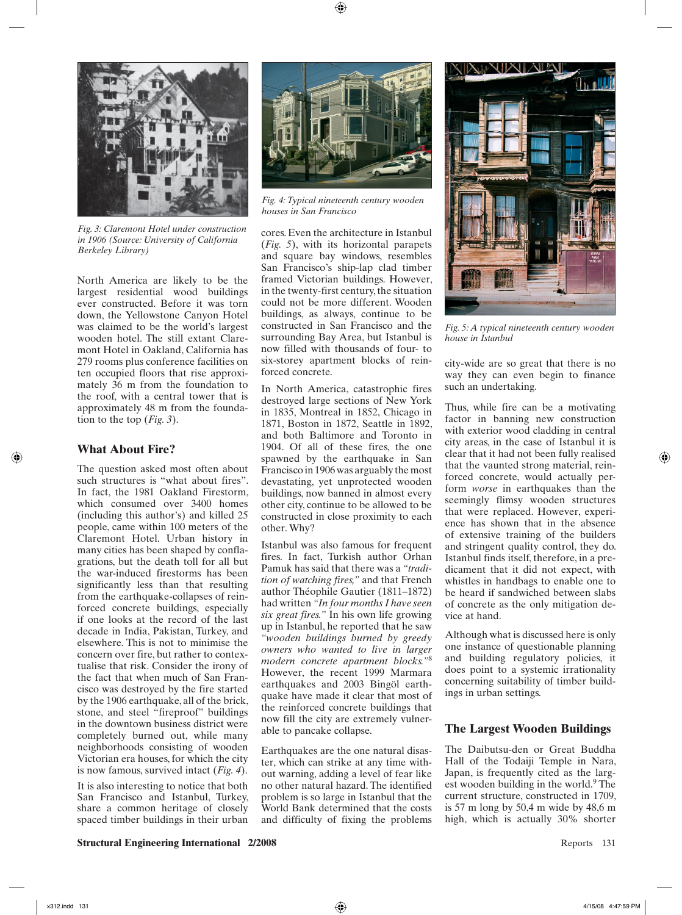Fig. 3: Claremont Hotel under construction in 1906 (Source: University of California Berkeley Library)

North America are likely to be the largest residential wood buildings ever constructed. Before it was torn down, the Yellowstone Canyon Hotel was claimed to be the world's largest wooden hotel. The still extant Claremont Hotel in Oakland, California has 279 rooms plus conference facilities on ten occupied floors that rise approximately 36 m from the foundation to the roof, with a central tower that is approximately 48 m from the foundation to the top (*Fig. 3*).

## What About Fire?

The question asked most often about such structures is "what about fires". In fact, the 1981 Oakland Firestorm, which consumed over 3400 homes (including this author's) and killed 25 people, came within 100 meters of the Claremont Hotel. Urban history in many cities has been shaped by conflagrations, but the death toll for all but the war-induced firestorms has been significantly less than that resulting from the earthquake-collapses of reinforced concrete buildings, especially if one looks at the record of the last decade in India, Pakistan, Turkey, and elsewhere. This is not to minimise the concern over fire, but rather to contextualise that risk. Consider the irony of the fact that when much of San Francisco was destroyed by the fire started by the 1906 earthquake, all of the brick, stone, and steel "fireproof" buildings in the downtown business district were completely burned out, while many neighborhoods consisting of wooden Victorian era houses, for which the city is now famous, survived intact (*Fig. 4*).

It is also interesting to notice that both San Francisco and Istanbul, Turkey, share a common heritage of closely spaced timber buildings in their urban cores. Even the architecture in Istanbul (*Fig. 5*), with its horizontal parapets and square bay windows, resembles San Francisco's ship-lap clad timber framed Victorian buildings. However, in the twenty-first century, the situation could not be more different. Wooden buildings, as always, continue to be constructed in San Francisco and the surrounding Bay Area, but Istanbul is now filled with thousands of four- to six-storey apartment blocks of reinforced concrete.

Fig. 4: Typical nineteenth century wooden houses in San Francisco

In North America, catastrophic fires destroyed large sections of New York in 1835, Montreal in 1852, Chicago in 1871, Boston in 1872, Seattle in 1892, and both Baltimore and Toronto in 1904. Of all of these fires, the one spawned by the earthquake in San Francisco in 1906 was arguably the most devastating, yet unprotected wooden buildings, now banned in almost every other city, continue to be allowed to be constructed in close proximity to each other. Why?

Istanbul was also famous for frequent fires. In fact, Turkish author Orhan Pamuk has said that there was a *"tradition of watching fires,"* and that French author Théophile Gautier (1811–1872) had written *"In four months I have seen six great fires."* In his own life growing up in Istanbul, he reported that he saw *"wooden buildings burned by greedy owners who wanted to live in larger modern concrete apartment blocks."*[8] However, the recent 1999 Marmara earthquakes and 2003 Bingöl earthquake have made it clear that most of the reinforced concrete buildings that now fill the city are extremely vulnerable to pancake collapse.

Earthquakes are the one natural disaster, which can strike at any time without warning, adding a level of fear like no other natural hazard. The identified problem is so large in Istanbul that the World Bank determined that the costs and difficulty of fixing the problems city-wide are so great that there is no way they can even begin to finance such an undertaking.

Fig. 5: A typical nineteenth century wooden house in Istanbul

Thus, while fire can be a motivating factor in banning new construction with exterior wood cladding in central city areas, in the case of Istanbul it is clear that it had not been fully realised that the vaunted strong material, reinforced concrete, would actually perform *worse* in earthquakes than the seemingly flimsy wooden structures that were replaced. However, experience has shown that in the absence of extensive training of the builders and stringent quality control, they do. Istanbul finds itself, therefore, in a predicament that it did not expect, with whistles in handbags to enable one to be heard if sandwiched between slabs of concrete as the only mitigation device at hand.

Although what is discussed here is only one instance of questionable planning and building regulatory policies, it does point to a systemic irrationality concerning suitability of timber buildings in urban settings.

## The Largest Wooden Buildings

The Daibutsu-den or Great Buddha Hall of the Todaiji Temple in Nara, Japan, is frequently cited as the largest wooden building in the world.[9] The current structure, constructed in 1709, is 57 m long by 50,4 m wide by 48,6 m high, which is actually 30% shorter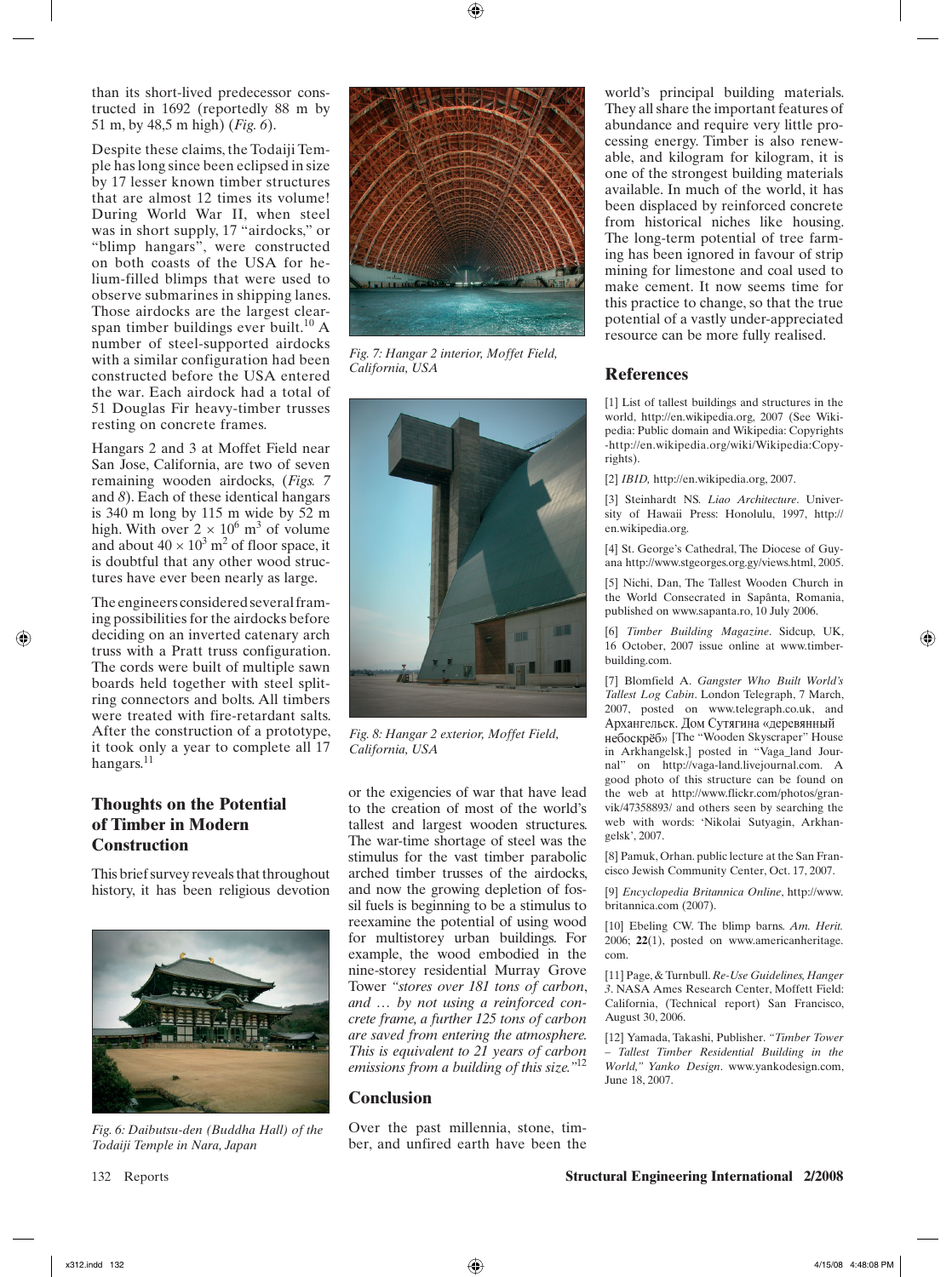than its short-lived predecessor constructed in 1692 (reportedly 88 m by 51 m, by 48,5 m high) (*Fig. 6*).

Despite these claims, the Todaiji Temple has long since been eclipsed in size by 17 lesser known timber structures that are almost 12 times its volume! During World War II, when steel was in short supply, 17 "airdocks," or "blimp hangars", were constructed on both coasts of the USA for helium-filled blimps that were used to observe submarines in shipping lanes. Those airdocks are the largest clear-span timber buildings ever built.[10] A number of steel-supported airdocks with a similar configuration had been constructed before the USA entered the war. Each airdock had a total of 51 Douglas Fir heavy-timber trusses resting on concrete frames.

Hangars 2 and 3 at Moffet Field near San Jose, California, are two of seven remaining wooden airdocks, (*Figs. 7* and *8*). Each of these identical hangars is 340 m long by 115 m wide by 52 m high. With over $2 \times 10^6$ m$^3$ of volume and about $40 \times 10^3$ m$^2$ of floor space, it is doubtful that any other wood structures have ever been nearly as large.

The engineers considered several framing possibilities for the airdocks before deciding on an inverted catenary arch truss with a Pratt truss configuration. The cords were built of multiple sawn boards held together with steel splitring connectors and bolts. All timbers were treated with fire-retardant salts. After the construction of a prototype, it took only a year to complete all 17 hangars.[11]

*Fig. 7: Hangar 2 interior, Moffet Field, California, USA*

*Fig. 8: Hangar 2 exterior, Moffet Field, California, USA*

*Fig. 6: Daibutsu-den (Buddha Hall) of the Todaiji Temple in Nara, Japan*

## Thoughts on the Potential of Timber in Modern Construction

This brief survey reveals that throughout history, it has been religious devotion or the exigencies of war that have lead to the creation of most of the world's tallest and largest wooden structures. The war-time shortage of steel was the stimulus for the vast timber parabolic arched timber trusses of the airdocks, and now the growing depletion of fossil fuels is beginning to be a stimulus to reexamine the potential of using wood for multistorey urban buildings. For example, the wood embodied in the nine-storey residential Murray Grove Tower *"stores over 181 tons of carbon, and … by not using a reinforced concrete frame, a further 125 tons of carbon are saved from entering the atmosphere. This is equivalent to 21 years of carbon emissions from a building of this size."*[12]

## Conclusion

Over the past millennia, stone, timber, and unfired earth have been the world's principal building materials. They all share the important features of abundance and require very little processing energy. Timber is also renewable, and kilogram for kilogram, it is one of the strongest building materials available. In much of the world, it has been displaced by reinforced concrete from historical niches like housing. The long-term potential of tree farming has been ignored in favour of strip mining for limestone and coal used to make cement. It now seems time for this practice to change, so that the true potential of a vastly under-appreciated resource can be more fully realised.

## References

[1] List of tallest buildings and structures in the world, http://en.wikipedia.org, 2007 (See Wikipedia: Public domain and Wikipedia: Copyrights -http://en.wikipedia.org/wiki/Wikipedia:Copyrights).

[2] *IBID,* http://en.wikipedia.org, 2007.

[3] Steinhardt NS. *Liao Architecture*. University of Hawaii Press: Honolulu, 1997, http://en.wikipedia.org.

[4] St. George's Cathedral, The Diocese of Guyana http://www.stgeorges.org.gy/views.html, 2005.

[5] Nichi, Dan, The Tallest Wooden Church in the World Consecrated in Sapânta, Romania, published on www.sapanta.ro, 10 July 2006.

[6] *Timber Building Magazine*. Sidcup, UK, 16 October, 2007 issue online at www.timberbuilding.com.

[7] Blomfield A. *Gangster Who Built World's Tallest Log Cabin*. London Telegraph, 7 March, 2007, posted on www.telegraph.co.uk, and Архангельск. Дом Сутягина «деревянный небоскрёб» [The "Wooden Skyscraper" House in Arkhangelsk,] posted in "Vaga_land Journal" on http://vaga-land.livejournal.com. A good photo of this structure can be found on the web at http://www.flickr.com/photos/granvik/47358893/ and others seen by searching the web with words: 'Nikolai Sutyagin, Arkhangelsk', 2007.

[8] Pamuk, Orhan. public lecture at the San Francisco Jewish Community Center, Oct. 17, 2007.

[9] *Encyclopedia Britannica Online*, http://www.britannica.com (2007).

[10] Ebeling CW. The blimp barns. *Am. Herit.* 2006; **22**(1), posted on www.americanheritage.com.

[11] Page, & Turnbull. *Re-Use Guidelines, Hanger 3*. NASA Ames Research Center, Moffett Field: California, (Technical report) San Francisco, August 30, 2006.

[12] Yamada, Takashi, Publisher. *"Timber Tower – Tallest Timber Residential Building in the World," Yanko Design*. www.yankodesign.com, June 18, 2007.